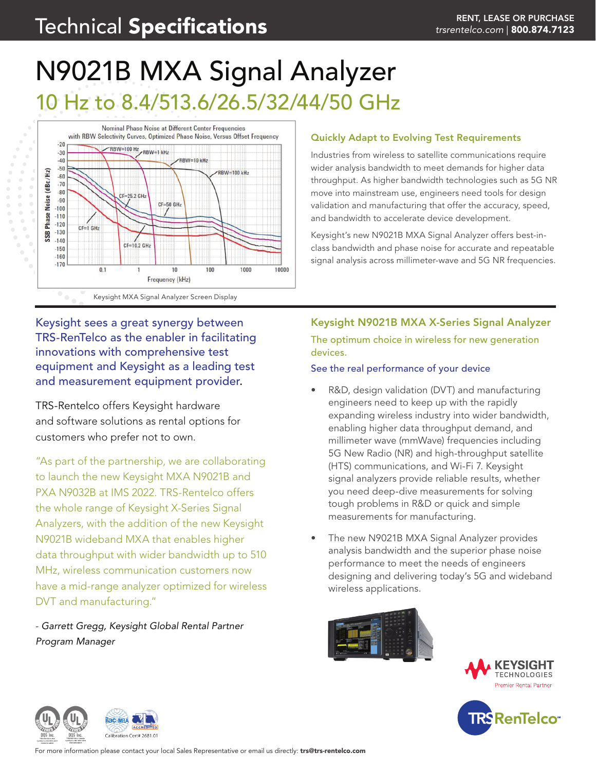# Technical Specifications

RENT, LEASE OR PURCHASE
trsrentelco.com | **800.874.7123**

# N9021B MXA Signal Analyzer

## 10 Hz to 8.4/513.6/26.5/32/44/50 GHz

Keysight MXA Signal Analyzer Screen Display

### Quickly Adapt to Evolving Test Requirements

Industries from wireless to satellite communications require wider analysis bandwidth to meet demands for higher data throughput. As higher bandwidth technologies such as 5G NR move into mainstream use, engineers need tools for design validation and manufacturing that offer the accuracy, speed, and bandwidth to accelerate device development.

Keysight's new N9021B MXA Signal Analyzer offers best-in-class bandwidth and phase noise for accurate and repeatable signal analysis across millimeter-wave and 5G NR frequencies.

Keysight sees a great synergy between TRS-RenTelco as the enabler in facilitating innovations with comprehensive test equipment and Keysight as a leading test and measurement equipment provider.

TRS-Rentelco offers Keysight hardware and software solutions as rental options for customers who prefer not to own.

"As part of the partnership, we are collaborating to launch the new Keysight MXA N9021B and PXA N9032B at IMS 2022. TRS-Rentelco offers the whole range of Keysight X-Series Signal Analyzers, with the addition of the new Keysight N9021B wideband MXA that enables higher data throughput with wider bandwidth up to 510 MHz, wireless communication customers now have a mid-range analyzer optimized for wireless DVT and manufacturing."

*- Garrett Gregg, Keysight Global Rental Partner Program Manager*

### Keysight N9021B MXA X-Series Signal Analyzer

The optimum choice in wireless for new generation devices.

See the real performance of your device

- R&D, design validation (DVT) and manufacturing engineers need to keep up with the rapidly expanding wireless industry into wider bandwidth, enabling higher data throughput demand, and millimeter wave (mmWave) frequencies including 5G New Radio (NR) and high-throughput satellite (HTS) communications, and Wi-Fi 7. Keysight signal analyzers provide reliable results, whether you need deep-dive measurements for solving tough problems in R&D or quick and simple measurements for manufacturing.
- The new N9021B MXA Signal Analyzer provides analysis bandwidth and the superior phase noise performance to meet the needs of engineers designing and delivering today's 5G and wideband wireless applications.

KEYSIGHT TECHNOLOGIES Premier Rental Partner

Calibration Cert# 2681.01

For more information please contact your local Sales Representative or email us directly: **trs@trs-rentelco.com**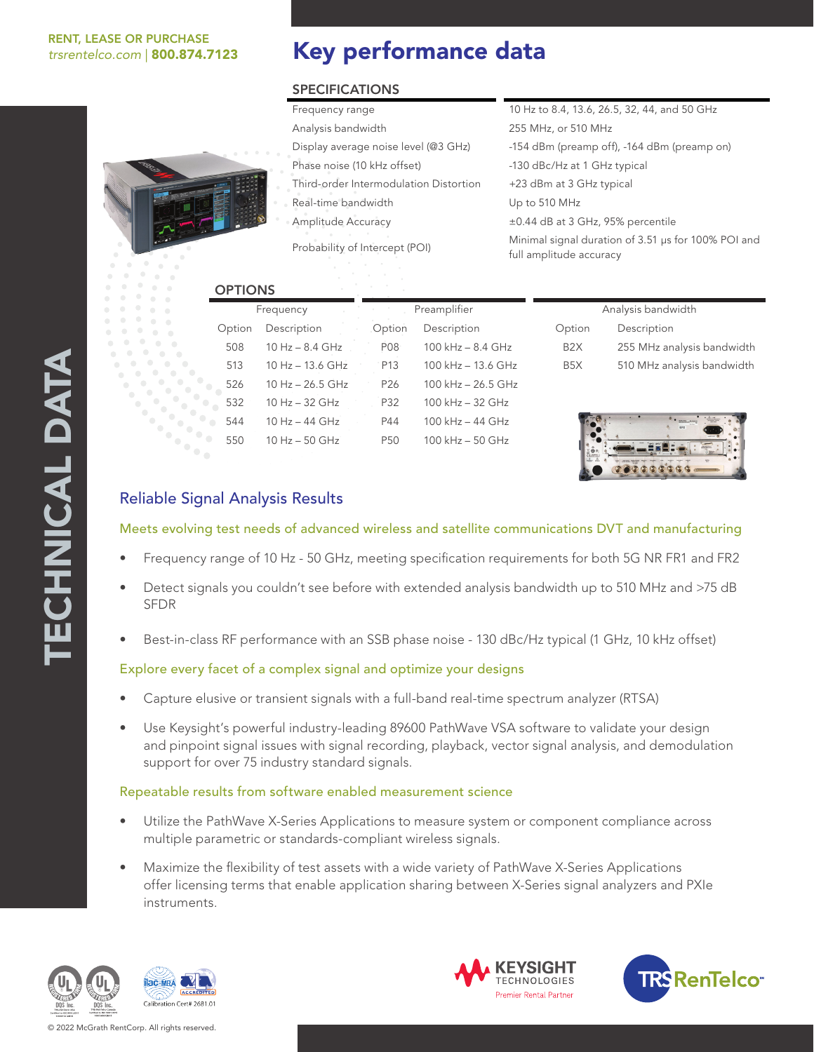RENT, LEASE OR PURCHASE
*trsrentelco.com* | **800.874.7123**

# Key performance data

## SPECIFICATIONS

| | |
|---|---|
| Frequency range | 10 Hz to 8.4, 13.6, 26.5, 32, 44, and 50 GHz |
| Analysis bandwidth | 255 MHz, or 510 MHz |
| Display average noise level (@3 GHz) | -154 dBm (preamp off), -164 dBm (preamp on) |
| Phase noise (10 kHz offset) | -130 dBc/Hz at 1 GHz typical |
| Third-order Intermodulation Distortion | +23 dBm at 3 GHz typical |
| Real-time bandwidth | Up to 510 MHz |
| Amplitude Accuracy | ±0.44 dB at 3 GHz, 95% percentile |
| Probability of Intercept (POI) | Minimal signal duration of 3.51 μs for 100% POI and full amplitude accuracy |

## OPTIONS

| Frequency | | Preamplifier | | Analysis bandwidth | |
|---|---|---|---|---|---|
| Option | Description | Option | Description | Option | Description |
| 508 | 10 Hz – 8.4 GHz | P08 | 100 kHz – 8.4 GHz | B2X | 255 MHz analysis bandwidth |
| 513 | 10 Hz – 13.6 GHz | P13 | 100 kHz – 13.6 GHz | B5X | 510 MHz analysis bandwidth |
| 526 | 10 Hz – 26.5 GHz | P26 | 100 kHz – 26.5 GHz | | |
| 532 | 10 Hz – 32 GHz | P32 | 100 kHz – 32 GHz | | |
| 544 | 10 Hz – 44 GHz | P44 | 100 kHz – 44 GHz | | |
| 550 | 10 Hz – 50 GHz | P50 | 100 kHz – 50 GHz | | |

# TECHNICAL DATA

## Reliable Signal Analysis Results

### Meets evolving test needs of advanced wireless and satellite communications DVT and manufacturing

- Frequency range of 10 Hz - 50 GHz, meeting specification requirements for both 5G NR FR1 and FR2
- Detect signals you couldn't see before with extended analysis bandwidth up to 510 MHz and >75 dB SFDR
- Best-in-class RF performance with an SSB phase noise - 130 dBc/Hz typical (1 GHz, 10 kHz offset)

### Explore every facet of a complex signal and optimize your designs

- Capture elusive or transient signals with a full-band real-time spectrum analyzer (RTSA)
- Use Keysight's powerful industry-leading 89600 PathWave VSA software to validate your design and pinpoint signal issues with signal recording, playback, vector signal analysis, and demodulation support for over 75 industry standard signals.

### Repeatable results from software enabled measurement science

- Utilize the PathWave X-Series Applications to measure system or component compliance across multiple parametric or standards-compliant wireless signals.
- Maximize the flexibility of test assets with a wide variety of PathWave X-Series Applications offer licensing terms that enable application sharing between X-Series signal analyzers and PXIe instruments.

Calibration Cert# 2681.01

KEYSIGHT TECHNOLOGIES
Premier Rental Partner

TRS RenTelco

© 2022 McGrath RentCorp. All rights reserved.